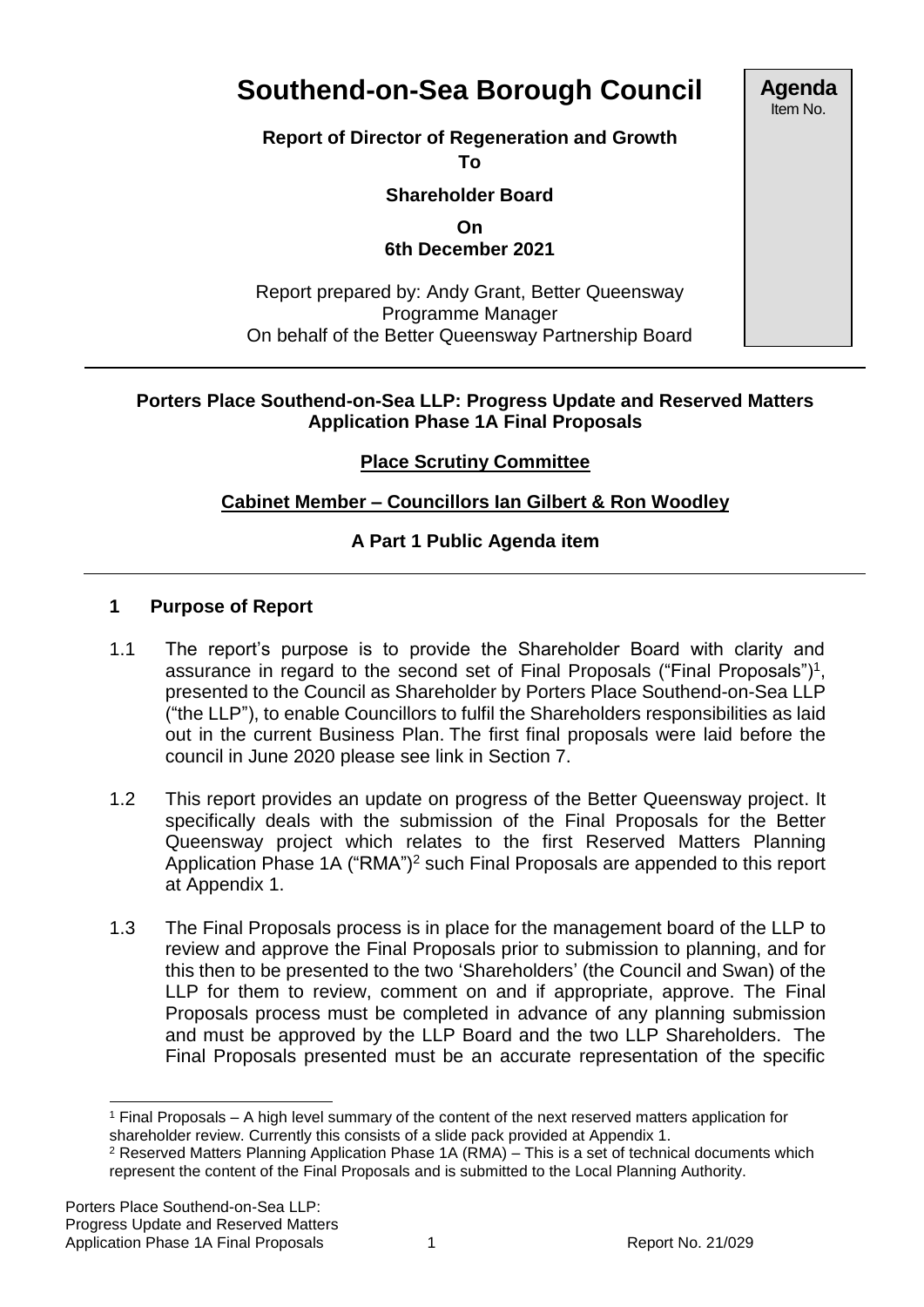# Southend-on-Sea Borough Council

**Agenda**
Item No.

**Report of Director of Regeneration and Growth**
**To**
**Shareholder Board**
**On**
**6th December 2021**

Report prepared by: Andy Grant, Better Queensway Programme Manager
On behalf of the Better Queensway Partnership Board

---

**Porters Place Southend-on-Sea LLP: Progress Update and Reserved Matters Application Phase 1A Final Proposals**

**Place Scrutiny Committee**

**Cabinet Member – Councillors Ian Gilbert & Ron Woodley**

**A Part 1 Public Agenda item**

---

## 1 Purpose of Report

1.1 The report's purpose is to provide the Shareholder Board with clarity and assurance in regard to the second set of Final Proposals ("Final Proposals")[1], presented to the Council as Shareholder by Porters Place Southend-on-Sea LLP ("the LLP"), to enable Councillors to fulfil the Shareholders responsibilities as laid out in the current Business Plan. The first final proposals were laid before the council in June 2020 please see link in Section 7.

1.2 This report provides an update on progress of the Better Queensway project. It specifically deals with the submission of the Final Proposals for the Better Queensway project which relates to the first Reserved Matters Planning Application Phase 1A ("RMA")[2] such Final Proposals are appended to this report at Appendix 1.

1.3 The Final Proposals process is in place for the management board of the LLP to review and approve the Final Proposals prior to submission to planning, and for this then to be presented to the two 'Shareholders' (the Council and Swan) of the LLP for them to review, comment on and if appropriate, approve. The Final Proposals process must be completed in advance of any planning submission and must be approved by the LLP Board and the two LLP Shareholders. The Final Proposals presented must be an accurate representation of the specific

---

[1] Final Proposals – A high level summary of the content of the next reserved matters application for shareholder review. Currently this consists of a slide pack provided at Appendix 1.

[2] Reserved Matters Planning Application Phase 1A (RMA) – This is a set of technical documents which represent the content of the Final Proposals and is submitted to the Local Planning Authority.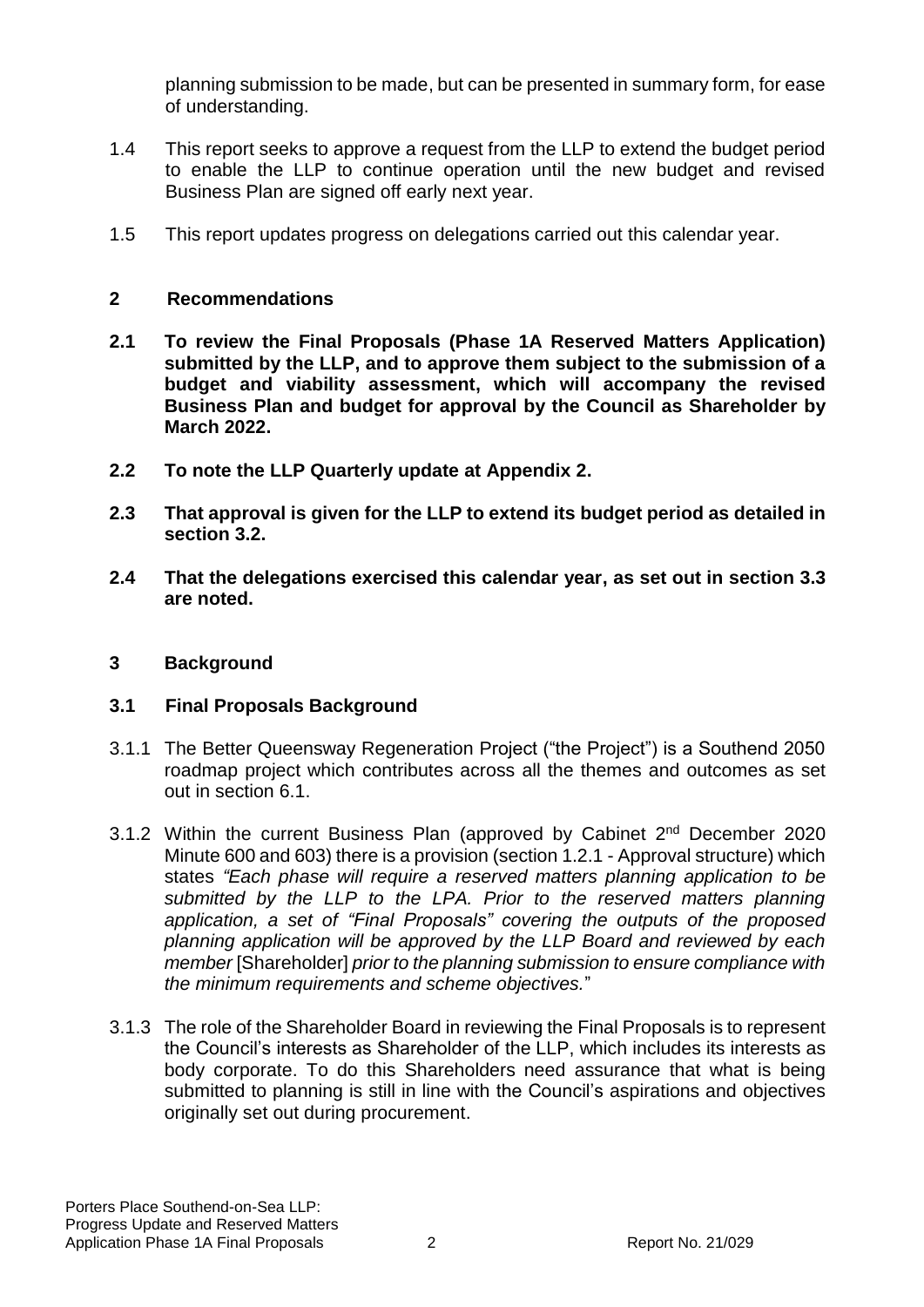planning submission to be made, but can be presented in summary form, for ease of understanding.

1.4 This report seeks to approve a request from the LLP to extend the budget period to enable the LLP to continue operation until the new budget and revised Business Plan are signed off early next year.

1.5 This report updates progress on delegations carried out this calendar year.

## 2 Recommendations

**2.1 To review the Final Proposals (Phase 1A Reserved Matters Application) submitted by the LLP, and to approve them subject to the submission of a budget and viability assessment, which will accompany the revised Business Plan and budget for approval by the Council as Shareholder by March 2022.**

**2.2 To note the LLP Quarterly update at Appendix 2.**

**2.3 That approval is given for the LLP to extend its budget period as detailed in section 3.2.**

**2.4 That the delegations exercised this calendar year, as set out in section 3.3 are noted.**

## 3 Background

### 3.1 Final Proposals Background

3.1.1 The Better Queensway Regeneration Project ("the Project") is a Southend 2050 roadmap project which contributes across all the themes and outcomes as set out in section 6.1.

3.1.2 Within the current Business Plan (approved by Cabinet 2nd December 2020 Minute 600 and 603) there is a provision (section 1.2.1 - Approval structure) which states *"Each phase will require a reserved matters planning application to be submitted by the LLP to the LPA. Prior to the reserved matters planning application, a set of "Final Proposals" covering the outputs of the proposed planning application will be approved by the LLP Board and reviewed by each member* [Shareholder] *prior to the planning submission to ensure compliance with the minimum requirements and scheme objectives.*"

3.1.3 The role of the Shareholder Board in reviewing the Final Proposals is to represent the Council's interests as Shareholder of the LLP, which includes its interests as body corporate. To do this Shareholders need assurance that what is being submitted to planning is still in line with the Council's aspirations and objectives originally set out during procurement.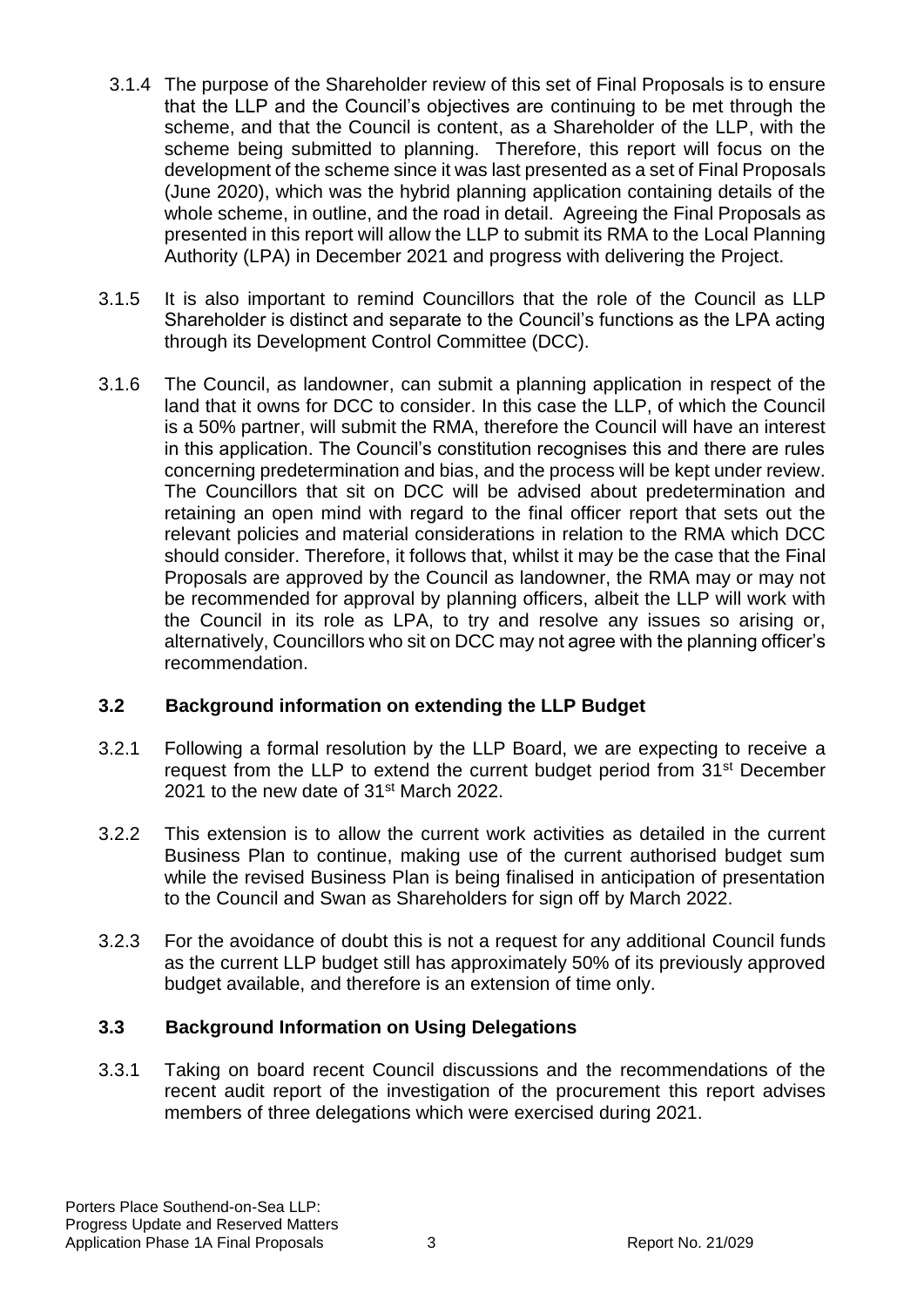3.1.4 The purpose of the Shareholder review of this set of Final Proposals is to ensure that the LLP and the Council's objectives are continuing to be met through the scheme, and that the Council is content, as a Shareholder of the LLP, with the scheme being submitted to planning. Therefore, this report will focus on the development of the scheme since it was last presented as a set of Final Proposals (June 2020), which was the hybrid planning application containing details of the whole scheme, in outline, and the road in detail. Agreeing the Final Proposals as presented in this report will allow the LLP to submit its RMA to the Local Planning Authority (LPA) in December 2021 and progress with delivering the Project.

3.1.5 It is also important to remind Councillors that the role of the Council as LLP Shareholder is distinct and separate to the Council's functions as the LPA acting through its Development Control Committee (DCC).

3.1.6 The Council, as landowner, can submit a planning application in respect of the land that it owns for DCC to consider. In this case the LLP, of which the Council is a 50% partner, will submit the RMA, therefore the Council will have an interest in this application. The Council's constitution recognises this and there are rules concerning predetermination and bias, and the process will be kept under review. The Councillors that sit on DCC will be advised about predetermination and retaining an open mind with regard to the final officer report that sets out the relevant policies and material considerations in relation to the RMA which DCC should consider. Therefore, it follows that, whilst it may be the case that the Final Proposals are approved by the Council as landowner, the RMA may or may not be recommended for approval by planning officers, albeit the LLP will work with the Council in its role as LPA, to try and resolve any issues so arising or, alternatively, Councillors who sit on DCC may not agree with the planning officer's recommendation.

### 3.2 Background information on extending the LLP Budget

3.2.1 Following a formal resolution by the LLP Board, we are expecting to receive a request from the LLP to extend the current budget period from 31st December 2021 to the new date of 31st March 2022.

3.2.2 This extension is to allow the current work activities as detailed in the current Business Plan to continue, making use of the current authorised budget sum while the revised Business Plan is being finalised in anticipation of presentation to the Council and Swan as Shareholders for sign off by March 2022.

3.2.3 For the avoidance of doubt this is not a request for any additional Council funds as the current LLP budget still has approximately 50% of its previously approved budget available, and therefore is an extension of time only.

### 3.3 Background Information on Using Delegations

3.3.1 Taking on board recent Council discussions and the recommendations of the recent audit report of the investigation of the procurement this report advises members of three delegations which were exercised during 2021.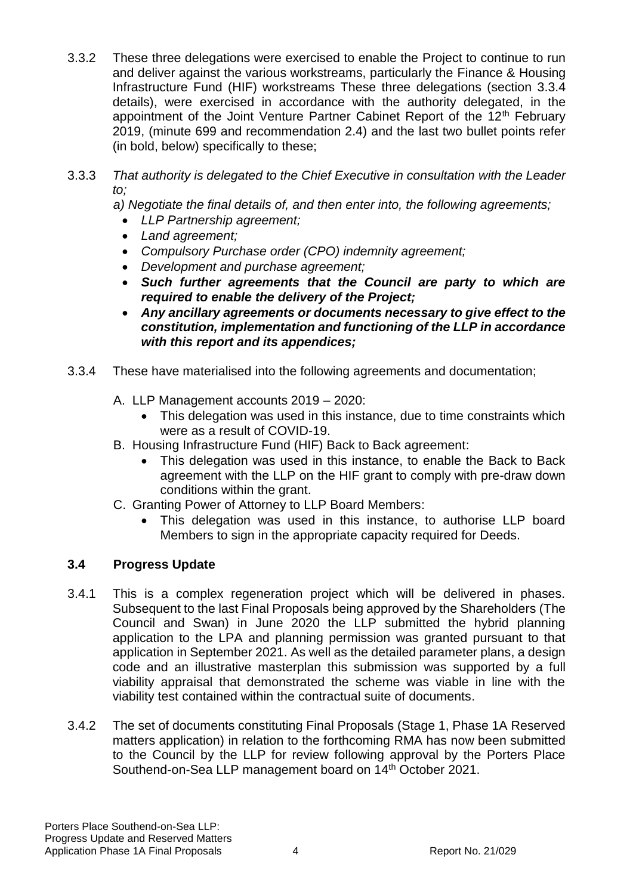3.3.2 These three delegations were exercised to enable the Project to continue to run and deliver against the various workstreams, particularly the Finance & Housing Infrastructure Fund (HIF) workstreams These three delegations (section 3.3.4 details), were exercised in accordance with the authority delegated, in the appointment of the Joint Venture Partner Cabinet Report of the 12th February 2019, (minute 699 and recommendation 2.4) and the last two bullet points refer (in bold, below) specifically to these;

3.3.3 *That authority is delegated to the Chief Executive in consultation with the Leader to;*

*a) Negotiate the final details of, and then enter into, the following agreements;*

- *LLP Partnership agreement;*
- *Land agreement;*
- *Compulsory Purchase order (CPO) indemnity agreement;*
- *Development and purchase agreement;*
- ***Such further agreements that the Council are party to which are required to enable the delivery of the Project;***
- ***Any ancillary agreements or documents necessary to give effect to the constitution, implementation and functioning of the LLP in accordance with this report and its appendices;***

3.3.4 These have materialised into the following agreements and documentation;

A. LLP Management accounts 2019 – 2020:
   - This delegation was used in this instance, due to time constraints which were as a result of COVID-19.

B. Housing Infrastructure Fund (HIF) Back to Back agreement:
   - This delegation was used in this instance, to enable the Back to Back agreement with the LLP on the HIF grant to comply with pre-draw down conditions within the grant.

C. Granting Power of Attorney to LLP Board Members:
   - This delegation was used in this instance, to authorise LLP board Members to sign in the appropriate capacity required for Deeds.

### 3.4 Progress Update

3.4.1 This is a complex regeneration project which will be delivered in phases. Subsequent to the last Final Proposals being approved by the Shareholders (The Council and Swan) in June 2020 the LLP submitted the hybrid planning application to the LPA and planning permission was granted pursuant to that application in September 2021. As well as the detailed parameter plans, a design code and an illustrative masterplan this submission was supported by a full viability appraisal that demonstrated the scheme was viable in line with the viability test contained within the contractual suite of documents.

3.4.2 The set of documents constituting Final Proposals (Stage 1, Phase 1A Reserved matters application) in relation to the forthcoming RMA has now been submitted to the Council by the LLP for review following approval by the Porters Place Southend-on-Sea LLP management board on 14th October 2021.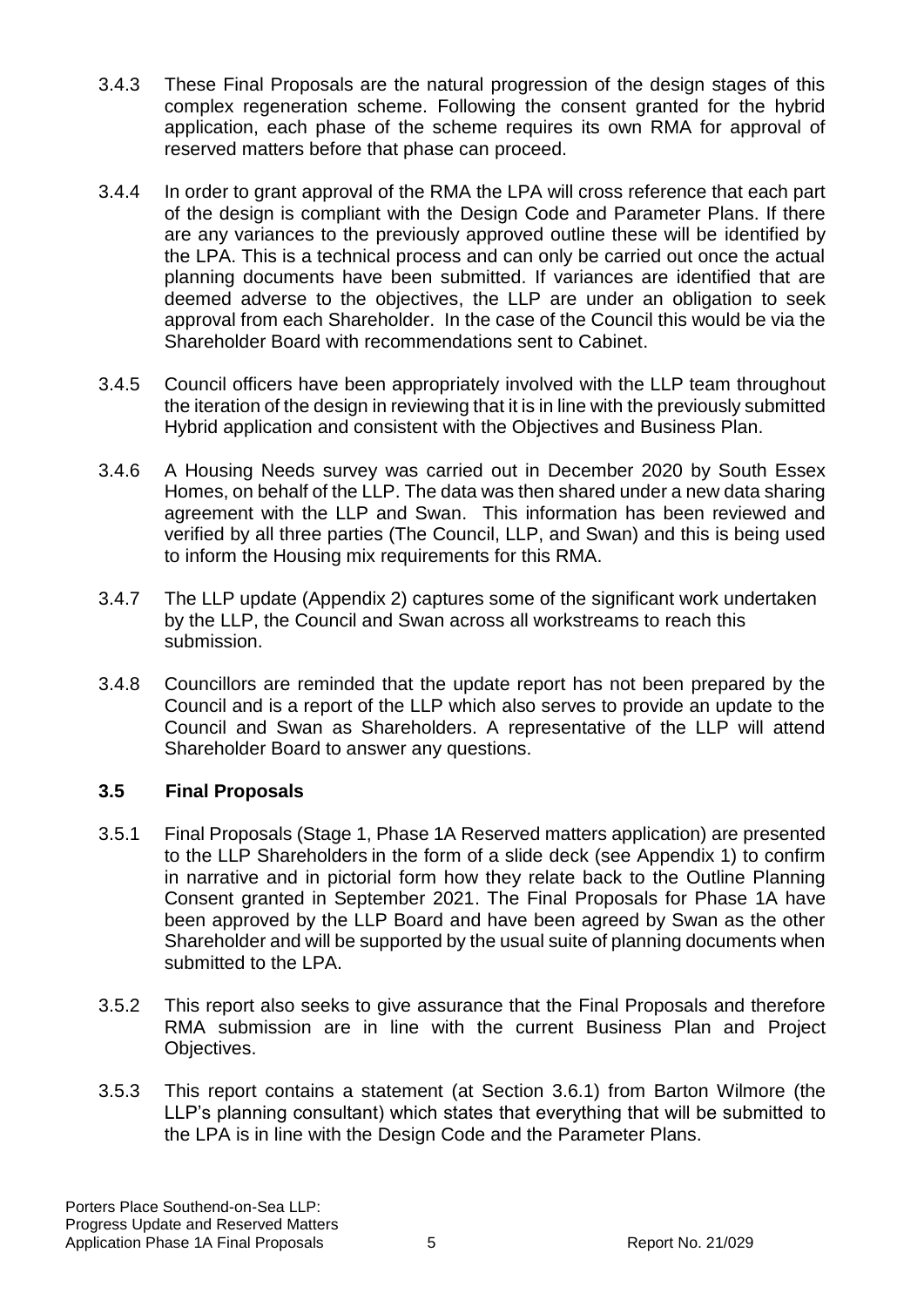3.4.3 These Final Proposals are the natural progression of the design stages of this complex regeneration scheme. Following the consent granted for the hybrid application, each phase of the scheme requires its own RMA for approval of reserved matters before that phase can proceed.

3.4.4 In order to grant approval of the RMA the LPA will cross reference that each part of the design is compliant with the Design Code and Parameter Plans. If there are any variances to the previously approved outline these will be identified by the LPA. This is a technical process and can only be carried out once the actual planning documents have been submitted. If variances are identified that are deemed adverse to the objectives, the LLP are under an obligation to seek approval from each Shareholder. In the case of the Council this would be via the Shareholder Board with recommendations sent to Cabinet.

3.4.5 Council officers have been appropriately involved with the LLP team throughout the iteration of the design in reviewing that it is in line with the previously submitted Hybrid application and consistent with the Objectives and Business Plan.

3.4.6 A Housing Needs survey was carried out in December 2020 by South Essex Homes, on behalf of the LLP. The data was then shared under a new data sharing agreement with the LLP and Swan. This information has been reviewed and verified by all three parties (The Council, LLP, and Swan) and this is being used to inform the Housing mix requirements for this RMA.

3.4.7 The LLP update (Appendix 2) captures some of the significant work undertaken by the LLP, the Council and Swan across all workstreams to reach this submission.

3.4.8 Councillors are reminded that the update report has not been prepared by the Council and is a report of the LLP which also serves to provide an update to the Council and Swan as Shareholders. A representative of the LLP will attend Shareholder Board to answer any questions.

### 3.5 Final Proposals

3.5.1 Final Proposals (Stage 1, Phase 1A Reserved matters application) are presented to the LLP Shareholders in the form of a slide deck (see Appendix 1) to confirm in narrative and in pictorial form how they relate back to the Outline Planning Consent granted in September 2021. The Final Proposals for Phase 1A have been approved by the LLP Board and have been agreed by Swan as the other Shareholder and will be supported by the usual suite of planning documents when submitted to the LPA.

3.5.2 This report also seeks to give assurance that the Final Proposals and therefore RMA submission are in line with the current Business Plan and Project Objectives.

3.5.3 This report contains a statement (at Section 3.6.1) from Barton Wilmore (the LLP's planning consultant) which states that everything that will be submitted to the LPA is in line with the Design Code and the Parameter Plans.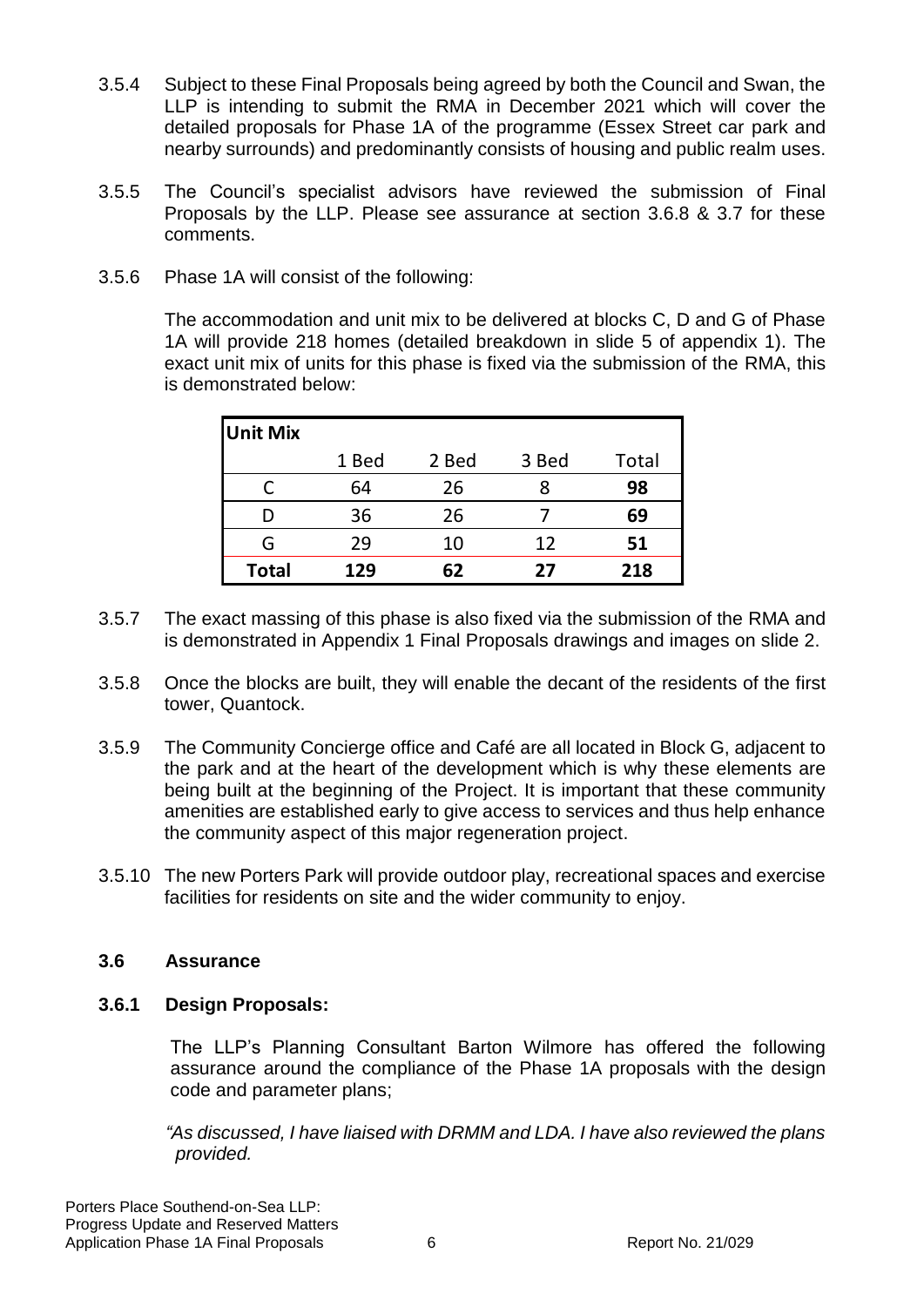3.5.4 Subject to these Final Proposals being agreed by both the Council and Swan, the LLP is intending to submit the RMA in December 2021 which will cover the detailed proposals for Phase 1A of the programme (Essex Street car park and nearby surrounds) and predominantly consists of housing and public realm uses.

3.5.5 The Council's specialist advisors have reviewed the submission of Final Proposals by the LLP. Please see assurance at section 3.6.8 & 3.7 for these comments.

3.5.6 Phase 1A will consist of the following:

The accommodation and unit mix to be delivered at blocks C, D and G of Phase 1A will provide 218 homes (detailed breakdown in slide 5 of appendix 1). The exact unit mix of units for this phase is fixed via the submission of the RMA, this is demonstrated below:

| **Unit Mix** | | | | |
|---|---|---|---|---|
| | 1 Bed | 2 Bed | 3 Bed | Total |
| C | 64 | 26 | 8 | **98** |
| D | 36 | 26 | 7 | **69** |
| G | 29 | 10 | 12 | **51** |
| **Total** | **129** | **62** | **27** | **218** |

3.5.7 The exact massing of this phase is also fixed via the submission of the RMA and is demonstrated in Appendix 1 Final Proposals drawings and images on slide 2.

3.5.8 Once the blocks are built, they will enable the decant of the residents of the first tower, Quantock.

3.5.9 The Community Concierge office and Café are all located in Block G, adjacent to the park and at the heart of the development which is why these elements are being built at the beginning of the Project. It is important that these community amenities are established early to give access to services and thus help enhance the community aspect of this major regeneration project.

3.5.10 The new Porters Park will provide outdoor play, recreational spaces and exercise facilities for residents on site and the wider community to enjoy.

### 3.6 Assurance

#### 3.6.1 Design Proposals:

The LLP's Planning Consultant Barton Wilmore has offered the following assurance around the compliance of the Phase 1A proposals with the design code and parameter plans;

*"As discussed, I have liaised with DRMM and LDA. I have also reviewed the plans provided.*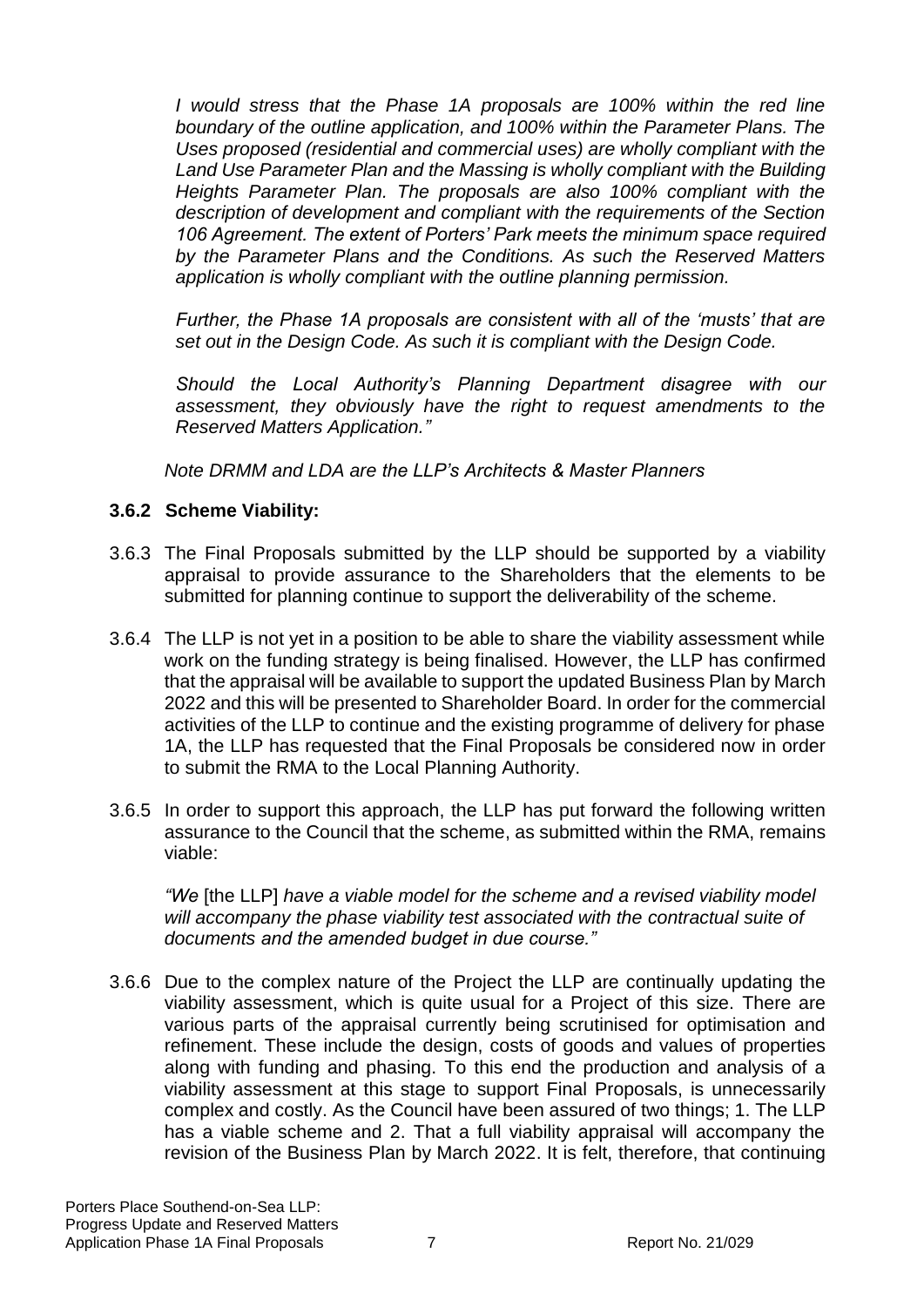*I would stress that the Phase 1A proposals are 100% within the red line boundary of the outline application, and 100% within the Parameter Plans. The Uses proposed (residential and commercial uses) are wholly compliant with the Land Use Parameter Plan and the Massing is wholly compliant with the Building Heights Parameter Plan. The proposals are also 100% compliant with the description of development and compliant with the requirements of the Section 106 Agreement. The extent of Porters' Park meets the minimum space required by the Parameter Plans and the Conditions. As such the Reserved Matters application is wholly compliant with the outline planning permission.*

*Further, the Phase 1A proposals are consistent with all of the 'musts' that are set out in the Design Code. As such it is compliant with the Design Code.*

*Should the Local Authority's Planning Department disagree with our assessment, they obviously have the right to request amendments to the Reserved Matters Application."*

*Note DRMM and LDA are the LLP's Architects & Master Planners*

**3.6.2 Scheme Viability:**

3.6.3 The Final Proposals submitted by the LLP should be supported by a viability appraisal to provide assurance to the Shareholders that the elements to be submitted for planning continue to support the deliverability of the scheme.

3.6.4 The LLP is not yet in a position to be able to share the viability assessment while work on the funding strategy is being finalised. However, the LLP has confirmed that the appraisal will be available to support the updated Business Plan by March 2022 and this will be presented to Shareholder Board. In order for the commercial activities of the LLP to continue and the existing programme of delivery for phase 1A, the LLP has requested that the Final Proposals be considered now in order to submit the RMA to the Local Planning Authority.

3.6.5 In order to support this approach, the LLP has put forward the following written assurance to the Council that the scheme, as submitted within the RMA, remains viable:

*"We* [the LLP] *have a viable model for the scheme and a revised viability model will accompany the phase viability test associated with the contractual suite of documents and the amended budget in due course."*

3.6.6 Due to the complex nature of the Project the LLP are continually updating the viability assessment, which is quite usual for a Project of this size. There are various parts of the appraisal currently being scrutinised for optimisation and refinement. These include the design, costs of goods and values of properties along with funding and phasing. To this end the production and analysis of a viability assessment at this stage to support Final Proposals, is unnecessarily complex and costly. As the Council have been assured of two things; 1. The LLP has a viable scheme and 2. That a full viability appraisal will accompany the revision of the Business Plan by March 2022. It is felt, therefore, that continuing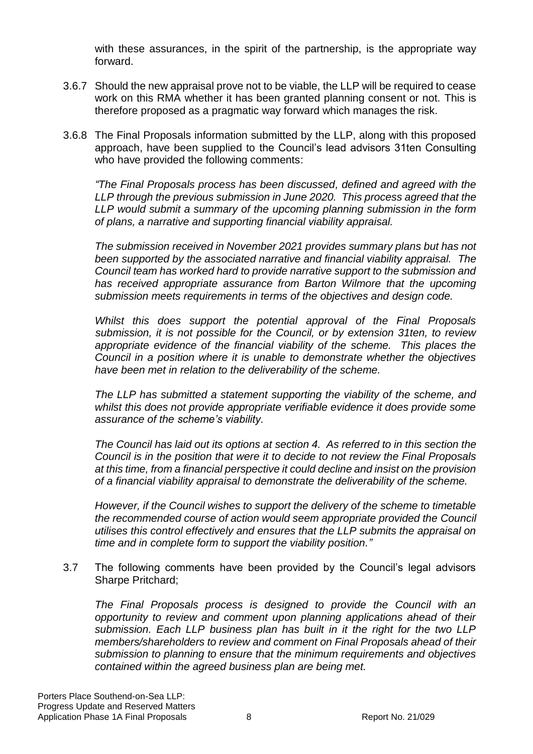with these assurances, in the spirit of the partnership, is the appropriate way forward.

3.6.7 Should the new appraisal prove not to be viable, the LLP will be required to cease work on this RMA whether it has been granted planning consent or not. This is therefore proposed as a pragmatic way forward which manages the risk.

3.6.8 The Final Proposals information submitted by the LLP, along with this proposed approach, have been supplied to the Council's lead advisors 31ten Consulting who have provided the following comments:

*"The Final Proposals process has been discussed, defined and agreed with the LLP through the previous submission in June 2020. This process agreed that the LLP would submit a summary of the upcoming planning submission in the form of plans, a narrative and supporting financial viability appraisal.*

*The submission received in November 2021 provides summary plans but has not been supported by the associated narrative and financial viability appraisal. The Council team has worked hard to provide narrative support to the submission and has received appropriate assurance from Barton Wilmore that the upcoming submission meets requirements in terms of the objectives and design code.*

*Whilst this does support the potential approval of the Final Proposals submission, it is not possible for the Council, or by extension 31ten, to review appropriate evidence of the financial viability of the scheme. This places the Council in a position where it is unable to demonstrate whether the objectives have been met in relation to the deliverability of the scheme.*

*The LLP has submitted a statement supporting the viability of the scheme, and whilst this does not provide appropriate verifiable evidence it does provide some assurance of the scheme's viability.*

*The Council has laid out its options at section 4. As referred to in this section the Council is in the position that were it to decide to not review the Final Proposals at this time, from a financial perspective it could decline and insist on the provision of a financial viability appraisal to demonstrate the deliverability of the scheme.*

*However, if the Council wishes to support the delivery of the scheme to timetable the recommended course of action would seem appropriate provided the Council utilises this control effectively and ensures that the LLP submits the appraisal on time and in complete form to support the viability position."*

3.7 The following comments have been provided by the Council's legal advisors Sharpe Pritchard;

*The Final Proposals process is designed to provide the Council with an opportunity to review and comment upon planning applications ahead of their submission. Each LLP business plan has built in it the right for the two LLP members/shareholders to review and comment on Final Proposals ahead of their submission to planning to ensure that the minimum requirements and objectives contained within the agreed business plan are being met.*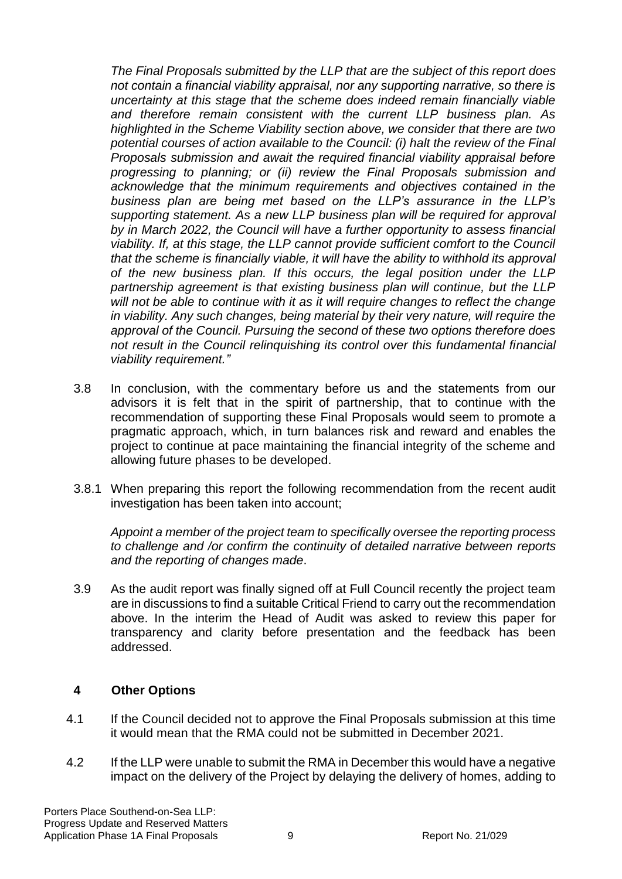*The Final Proposals submitted by the LLP that are the subject of this report does not contain a financial viability appraisal, nor any supporting narrative, so there is uncertainty at this stage that the scheme does indeed remain financially viable and therefore remain consistent with the current LLP business plan. As highlighted in the Scheme Viability section above, we consider that there are two potential courses of action available to the Council: (i) halt the review of the Final Proposals submission and await the required financial viability appraisal before progressing to planning; or (ii) review the Final Proposals submission and acknowledge that the minimum requirements and objectives contained in the business plan are being met based on the LLP's assurance in the LLP's supporting statement. As a new LLP business plan will be required for approval by in March 2022, the Council will have a further opportunity to assess financial viability. If, at this stage, the LLP cannot provide sufficient comfort to the Council that the scheme is financially viable, it will have the ability to withhold its approval of the new business plan. If this occurs, the legal position under the LLP partnership agreement is that existing business plan will continue, but the LLP will not be able to continue with it as it will require changes to reflect the change in viability. Any such changes, being material by their very nature, will require the approval of the Council. Pursuing the second of these two options therefore does not result in the Council relinquishing its control over this fundamental financial viability requirement."*

3.8 In conclusion, with the commentary before us and the statements from our advisors it is felt that in the spirit of partnership, that to continue with the recommendation of supporting these Final Proposals would seem to promote a pragmatic approach, which, in turn balances risk and reward and enables the project to continue at pace maintaining the financial integrity of the scheme and allowing future phases to be developed.

3.8.1 When preparing this report the following recommendation from the recent audit investigation has been taken into account;

*Appoint a member of the project team to specifically oversee the reporting process to challenge and /or confirm the continuity of detailed narrative between reports and the reporting of changes made*.

3.9 As the audit report was finally signed off at Full Council recently the project team are in discussions to find a suitable Critical Friend to carry out the recommendation above. In the interim the Head of Audit was asked to review this paper for transparency and clarity before presentation and the feedback has been addressed.

## 4 Other Options

4.1 If the Council decided not to approve the Final Proposals submission at this time it would mean that the RMA could not be submitted in December 2021.

4.2 If the LLP were unable to submit the RMA in December this would have a negative impact on the delivery of the Project by delaying the delivery of homes, adding to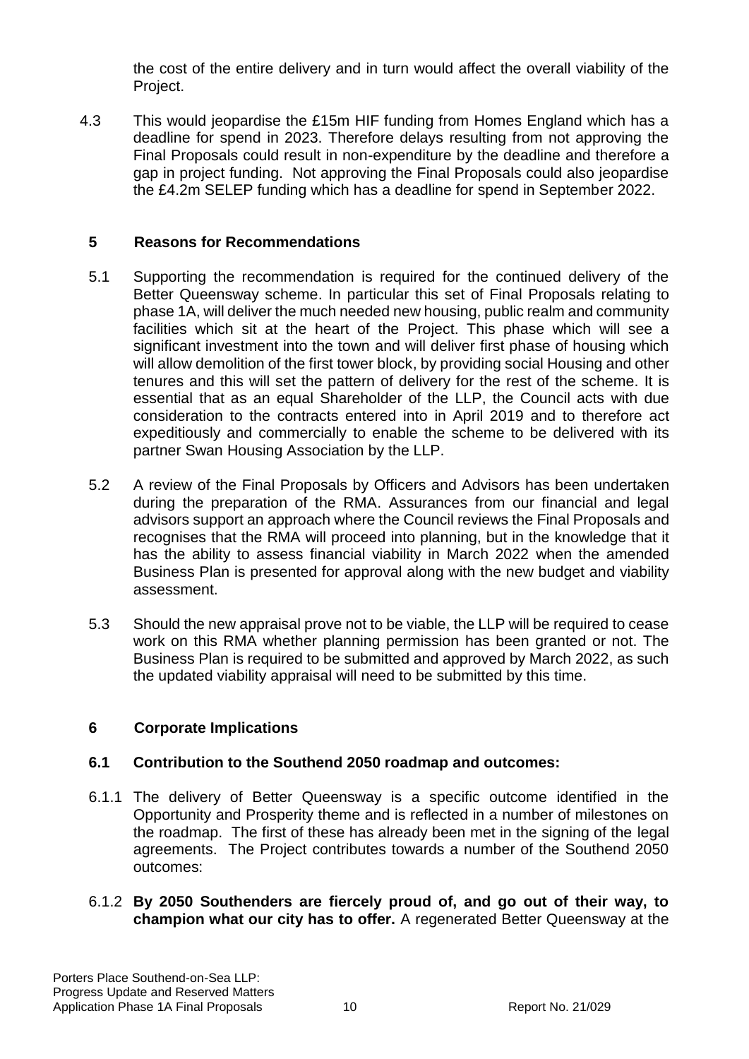the cost of the entire delivery and in turn would affect the overall viability of the Project.

4.3 This would jeopardise the £15m HIF funding from Homes England which has a deadline for spend in 2023. Therefore delays resulting from not approving the Final Proposals could result in non-expenditure by the deadline and therefore a gap in project funding. Not approving the Final Proposals could also jeopardise the £4.2m SELEP funding which has a deadline for spend in September 2022.

## 5 Reasons for Recommendations

5.1 Supporting the recommendation is required for the continued delivery of the Better Queensway scheme. In particular this set of Final Proposals relating to phase 1A, will deliver the much needed new housing, public realm and community facilities which sit at the heart of the Project. This phase which will see a significant investment into the town and will deliver first phase of housing which will allow demolition of the first tower block, by providing social Housing and other tenures and this will set the pattern of delivery for the rest of the scheme. It is essential that as an equal Shareholder of the LLP, the Council acts with due consideration to the contracts entered into in April 2019 and to therefore act expeditiously and commercially to enable the scheme to be delivered with its partner Swan Housing Association by the LLP.

5.2 A review of the Final Proposals by Officers and Advisors has been undertaken during the preparation of the RMA. Assurances from our financial and legal advisors support an approach where the Council reviews the Final Proposals and recognises that the RMA will proceed into planning, but in the knowledge that it has the ability to assess financial viability in March 2022 when the amended Business Plan is presented for approval along with the new budget and viability assessment.

5.3 Should the new appraisal prove not to be viable, the LLP will be required to cease work on this RMA whether planning permission has been granted or not. The Business Plan is required to be submitted and approved by March 2022, as such the updated viability appraisal will need to be submitted by this time.

## 6 Corporate Implications

### 6.1 Contribution to the Southend 2050 roadmap and outcomes:

6.1.1 The delivery of Better Queensway is a specific outcome identified in the Opportunity and Prosperity theme and is reflected in a number of milestones on the roadmap. The first of these has already been met in the signing of the legal agreements. The Project contributes towards a number of the Southend 2050 outcomes:

6.1.2 **By 2050 Southenders are fiercely proud of, and go out of their way, to champion what our city has to offer.** A regenerated Better Queensway at the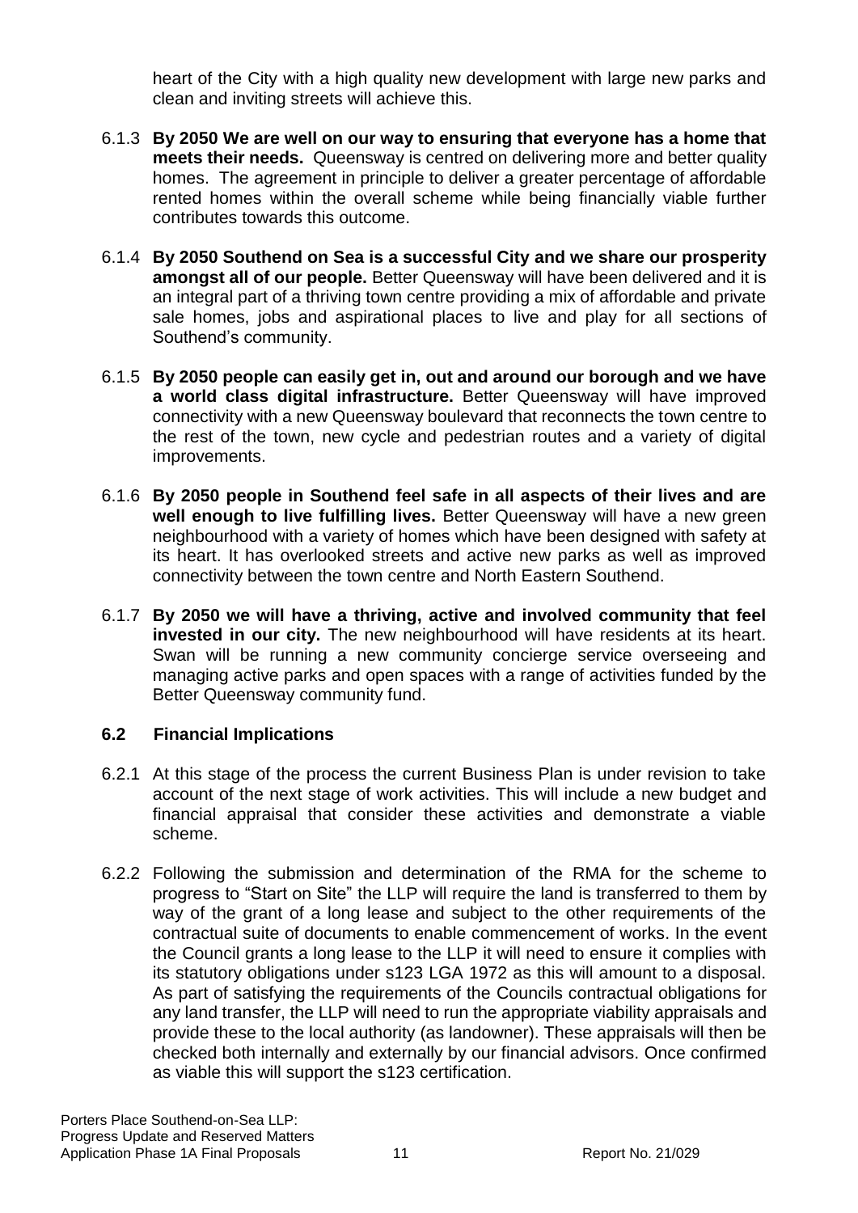heart of the City with a high quality new development with large new parks and clean and inviting streets will achieve this.

6.1.3 **By 2050 We are well on our way to ensuring that everyone has a home that meets their needs.** Queensway is centred on delivering more and better quality homes. The agreement in principle to deliver a greater percentage of affordable rented homes within the overall scheme while being financially viable further contributes towards this outcome.

6.1.4 **By 2050 Southend on Sea is a successful City and we share our prosperity amongst all of our people.** Better Queensway will have been delivered and it is an integral part of a thriving town centre providing a mix of affordable and private sale homes, jobs and aspirational places to live and play for all sections of Southend's community.

6.1.5 **By 2050 people can easily get in, out and around our borough and we have a world class digital infrastructure.** Better Queensway will have improved connectivity with a new Queensway boulevard that reconnects the town centre to the rest of the town, new cycle and pedestrian routes and a variety of digital improvements.

6.1.6 **By 2050 people in Southend feel safe in all aspects of their lives and are well enough to live fulfilling lives.** Better Queensway will have a new green neighbourhood with a variety of homes which have been designed with safety at its heart. It has overlooked streets and active new parks as well as improved connectivity between the town centre and North Eastern Southend.

6.1.7 **By 2050 we will have a thriving, active and involved community that feel invested in our city.** The new neighbourhood will have residents at its heart. Swan will be running a new community concierge service overseeing and managing active parks and open spaces with a range of activities funded by the Better Queensway community fund.

### 6.2 Financial Implications

6.2.1 At this stage of the process the current Business Plan is under revision to take account of the next stage of work activities. This will include a new budget and financial appraisal that consider these activities and demonstrate a viable scheme.

6.2.2 Following the submission and determination of the RMA for the scheme to progress to "Start on Site" the LLP will require the land is transferred to them by way of the grant of a long lease and subject to the other requirements of the contractual suite of documents to enable commencement of works. In the event the Council grants a long lease to the LLP it will need to ensure it complies with its statutory obligations under s123 LGA 1972 as this will amount to a disposal. As part of satisfying the requirements of the Councils contractual obligations for any land transfer, the LLP will need to run the appropriate viability appraisals and provide these to the local authority (as landowner). These appraisals will then be checked both internally and externally by our financial advisors. Once confirmed as viable this will support the s123 certification.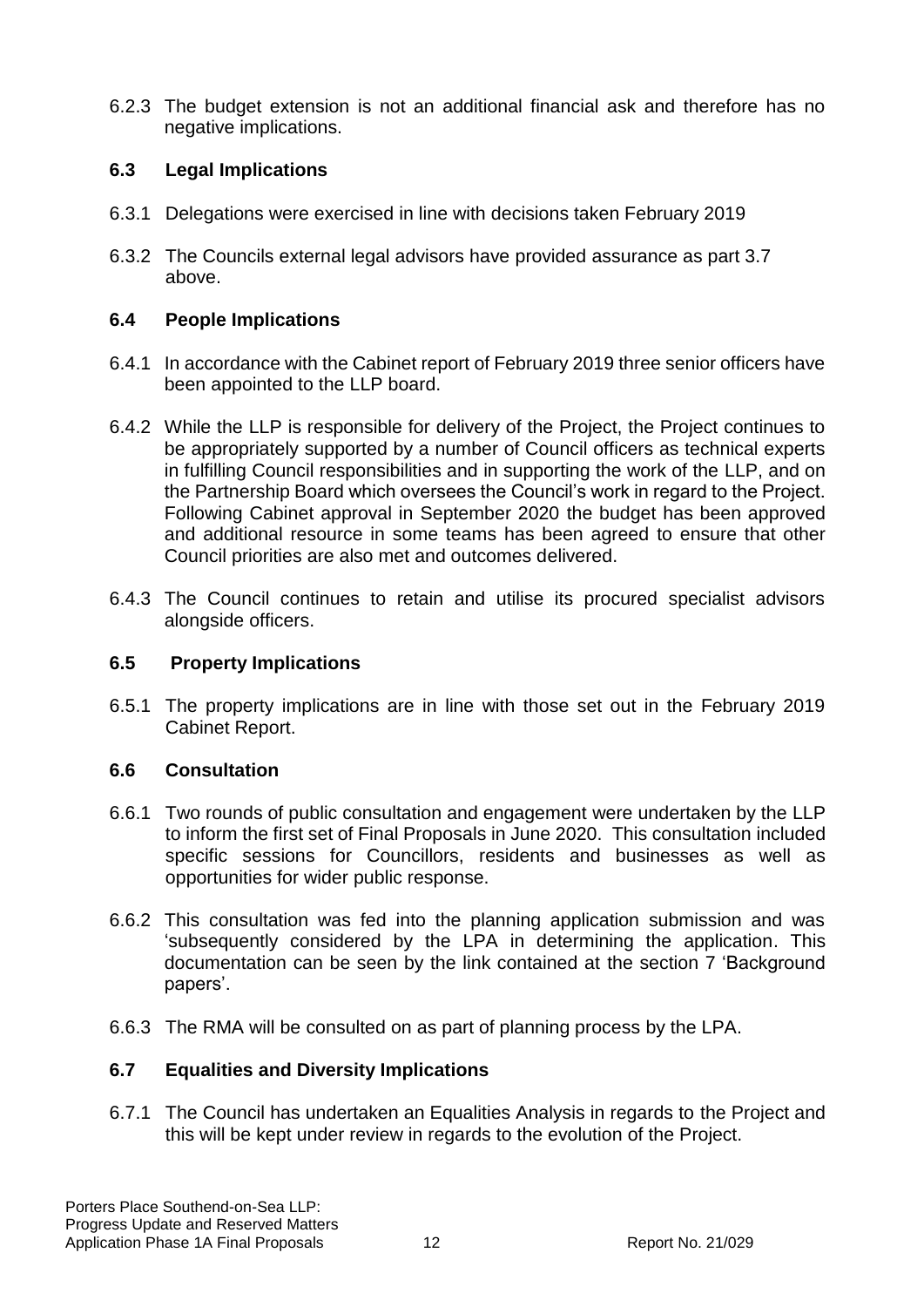6.2.3 The budget extension is not an additional financial ask and therefore has no negative implications.

### 6.3 Legal Implications

6.3.1 Delegations were exercised in line with decisions taken February 2019

6.3.2 The Councils external legal advisors have provided assurance as part 3.7 above.

### 6.4 People Implications

6.4.1 In accordance with the Cabinet report of February 2019 three senior officers have been appointed to the LLP board.

6.4.2 While the LLP is responsible for delivery of the Project, the Project continues to be appropriately supported by a number of Council officers as technical experts in fulfilling Council responsibilities and in supporting the work of the LLP, and on the Partnership Board which oversees the Council's work in regard to the Project. Following Cabinet approval in September 2020 the budget has been approved and additional resource in some teams has been agreed to ensure that other Council priorities are also met and outcomes delivered.

6.4.3 The Council continues to retain and utilise its procured specialist advisors alongside officers.

### 6.5 Property Implications

6.5.1 The property implications are in line with those set out in the February 2019 Cabinet Report.

### 6.6 Consultation

6.6.1 Two rounds of public consultation and engagement were undertaken by the LLP to inform the first set of Final Proposals in June 2020. This consultation included specific sessions for Councillors, residents and businesses as well as opportunities for wider public response.

6.6.2 This consultation was fed into the planning application submission and was 'subsequently considered by the LPA in determining the application. This documentation can be seen by the link contained at the section 7 'Background papers'.

6.6.3 The RMA will be consulted on as part of planning process by the LPA.

### 6.7 Equalities and Diversity Implications

6.7.1 The Council has undertaken an Equalities Analysis in regards to the Project and this will be kept under review in regards to the evolution of the Project.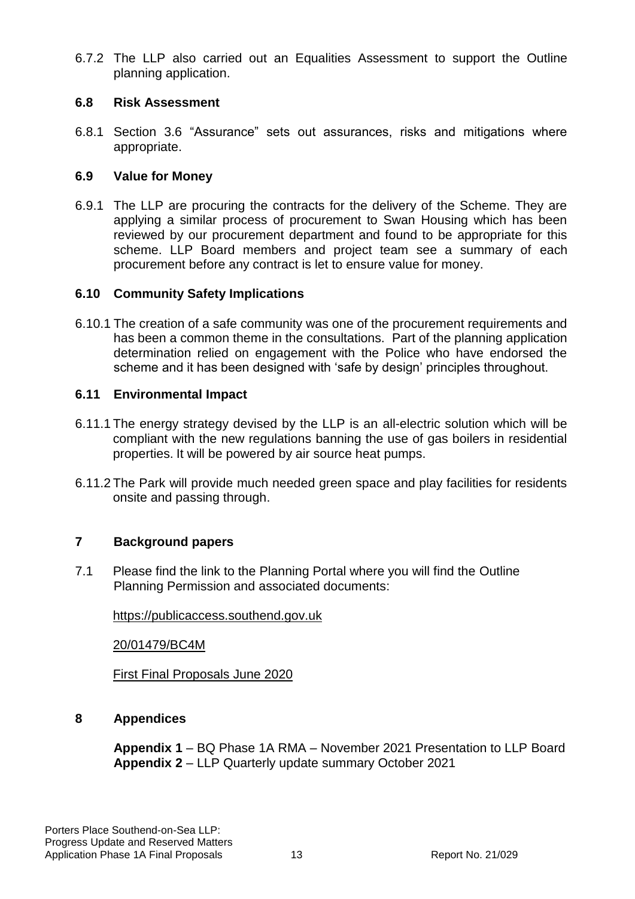6.7.2 The LLP also carried out an Equalities Assessment to support the Outline planning application.

### 6.8 Risk Assessment

6.8.1 Section 3.6 "Assurance" sets out assurances, risks and mitigations where appropriate.

### 6.9 Value for Money

6.9.1 The LLP are procuring the contracts for the delivery of the Scheme. They are applying a similar process of procurement to Swan Housing which has been reviewed by our procurement department and found to be appropriate for this scheme. LLP Board members and project team see a summary of each procurement before any contract is let to ensure value for money.

### 6.10 Community Safety Implications

6.10.1 The creation of a safe community was one of the procurement requirements and has been a common theme in the consultations. Part of the planning application determination relied on engagement with the Police who have endorsed the scheme and it has been designed with 'safe by design' principles throughout.

### 6.11 Environmental Impact

6.11.1 The energy strategy devised by the LLP is an all-electric solution which will be compliant with the new regulations banning the use of gas boilers in residential properties. It will be powered by air source heat pumps.

6.11.2 The Park will provide much needed green space and play facilities for residents onsite and passing through.

## 7 Background papers

7.1 Please find the link to the Planning Portal where you will find the Outline Planning Permission and associated documents:

https://publicaccess.southend.gov.uk

20/01479/BC4M

First Final Proposals June 2020

## 8 Appendices

**Appendix 1** – BQ Phase 1A RMA – November 2021 Presentation to LLP Board
**Appendix 2** – LLP Quarterly update summary October 2021